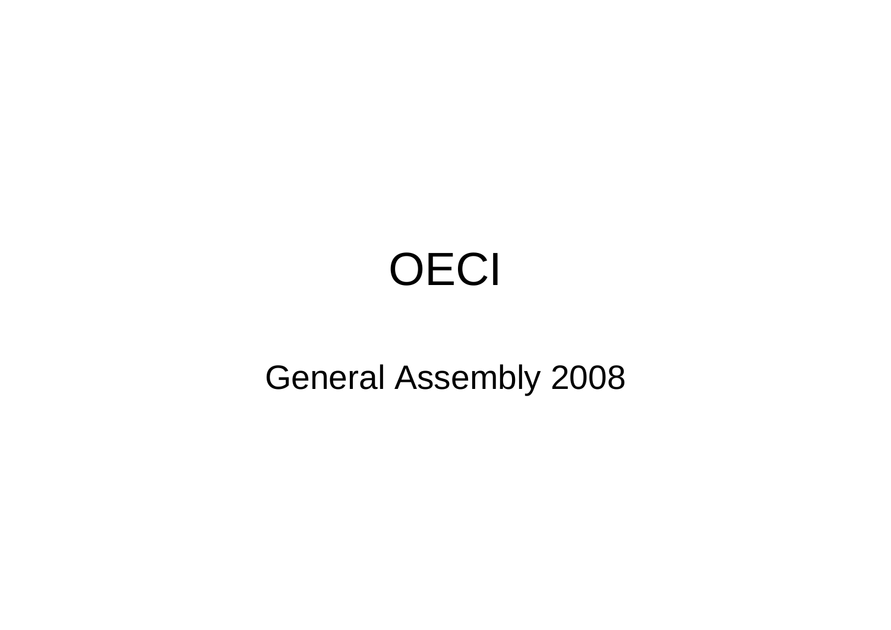# OECI

General Assembly 2008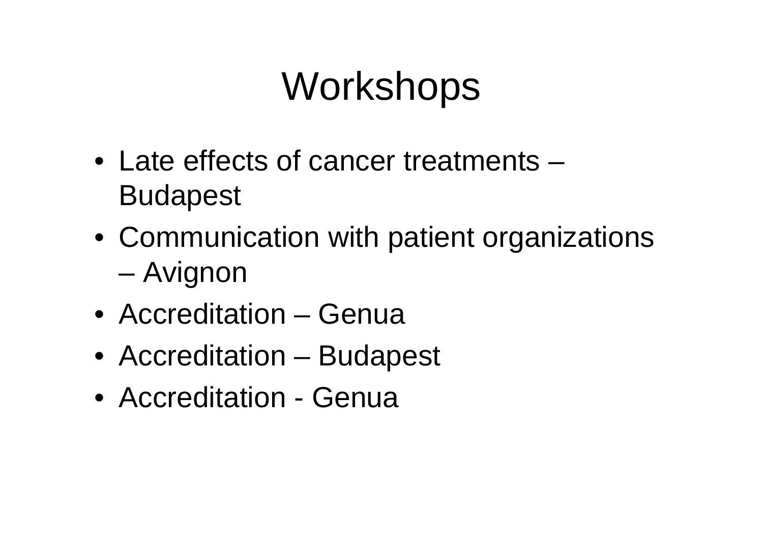# Workshops

- Late effects of cancer treatments – Budapest
- Communication with patient organizations – Avignon
- Accreditation – Genua
- Accreditation – Budapest
- Accreditation - Genua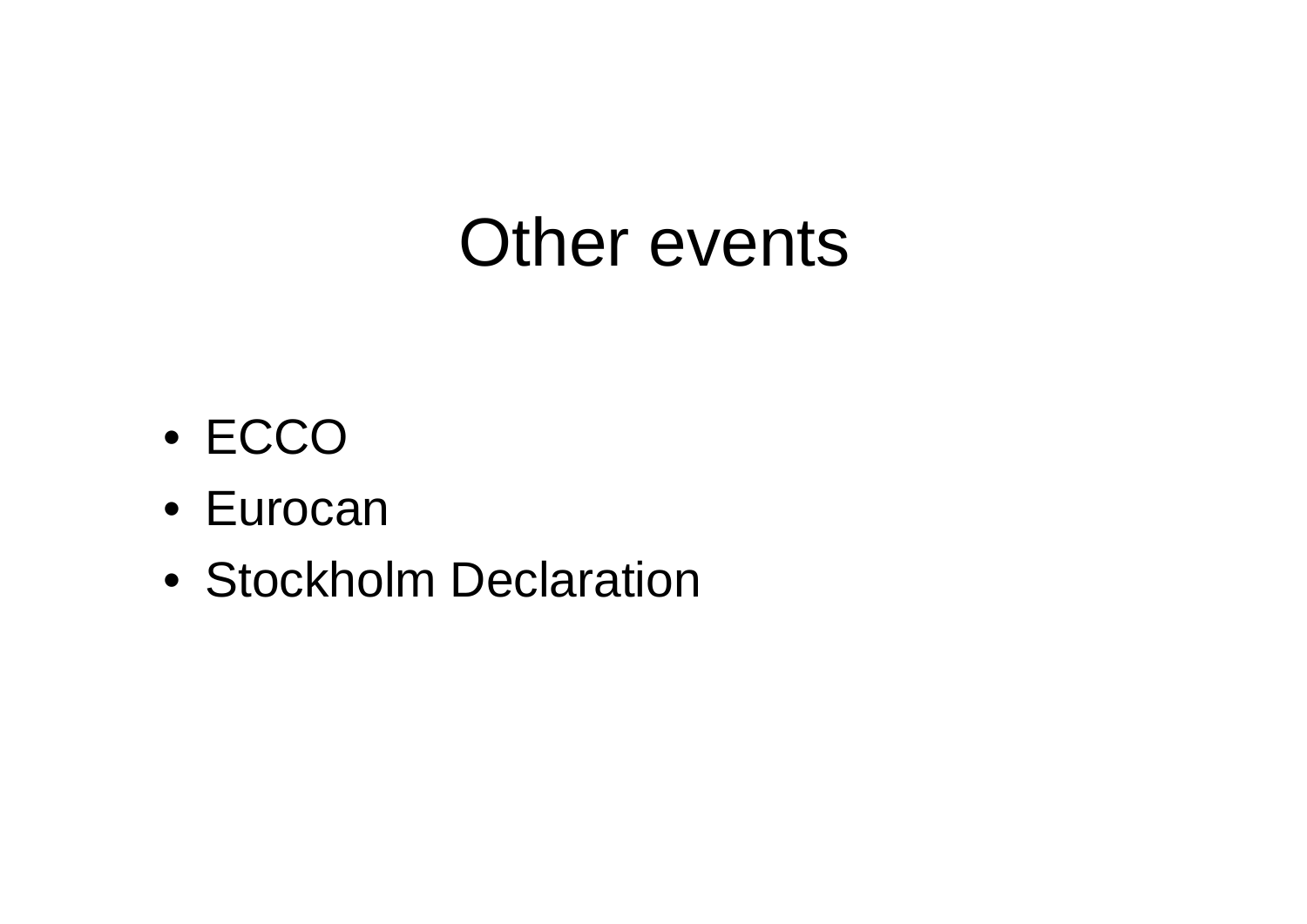# Other events

- ECCO
- Eurocan
- Stockholm Declaration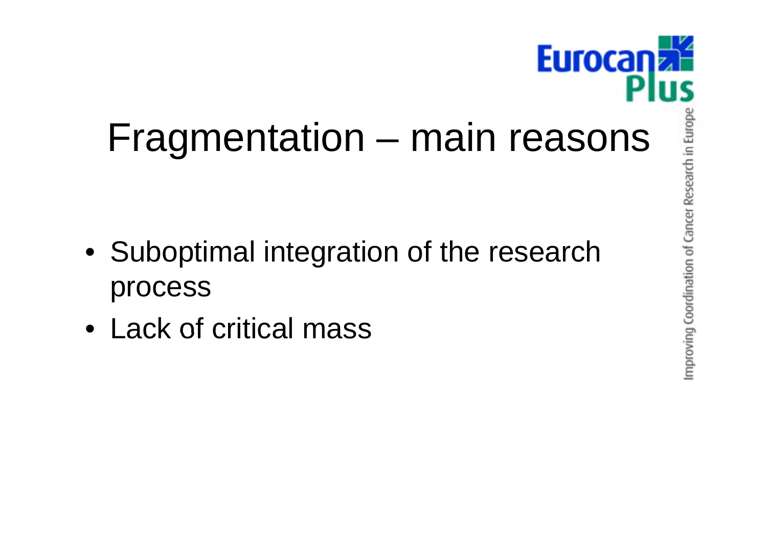# Fragmentation – main reasons

- Suboptimal integration of the research process
- Lack of critical mass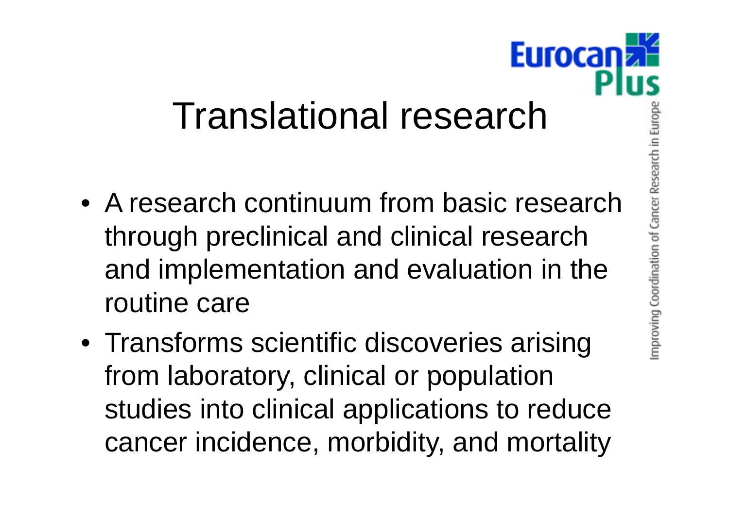# Translational research

- A research continuum from basic research through preclinical and clinical research and implementation and evaluation in the routine care
- Transforms scientific discoveries arising from laboratory, clinical or population studies into clinical applications to reduce cancer incidence, morbidity, and mortality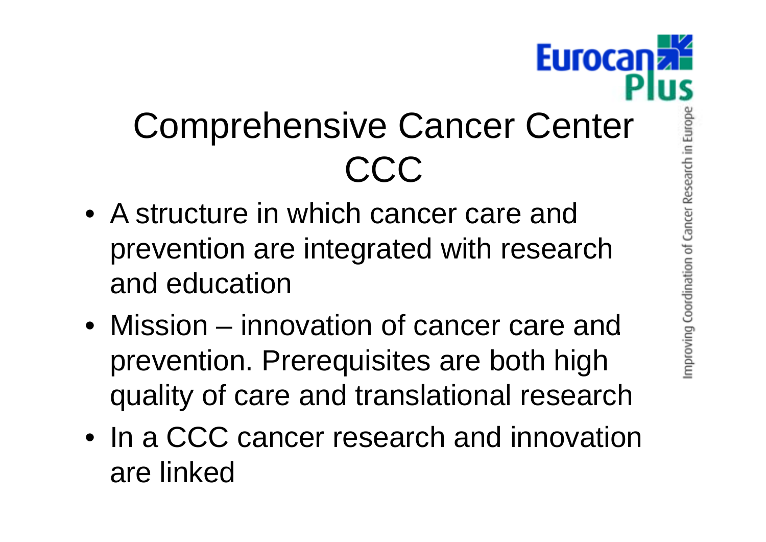# Comprehensive Cancer Center CCC

- A structure in which cancer care and prevention are integrated with research and education
- Mission – innovation of cancer care and prevention. Prerequisites are both high quality of care and translational research
- In a CCC cancer research and innovation are linked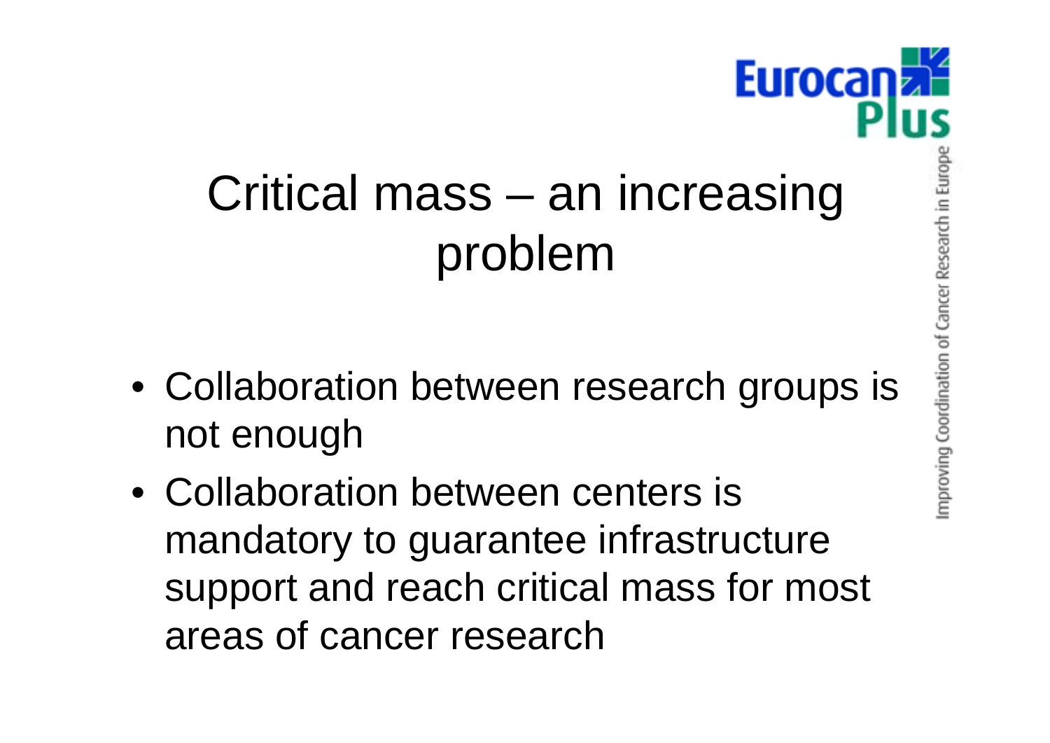# Critical mass – an increasing problem

- Collaboration between research groups is not enough
- Collaboration between centers is mandatory to guarantee infrastructure support and reach critical mass for most areas of cancer research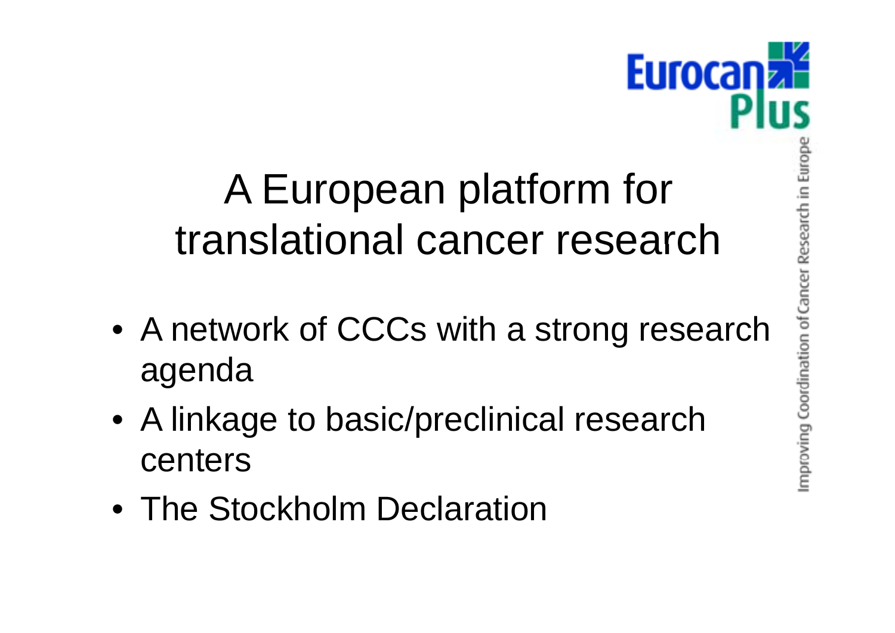# A European platform for translational cancer research

- A network of CCCs with a strong research agenda
- A linkage to basic/preclinical research centers
- The Stockholm Declaration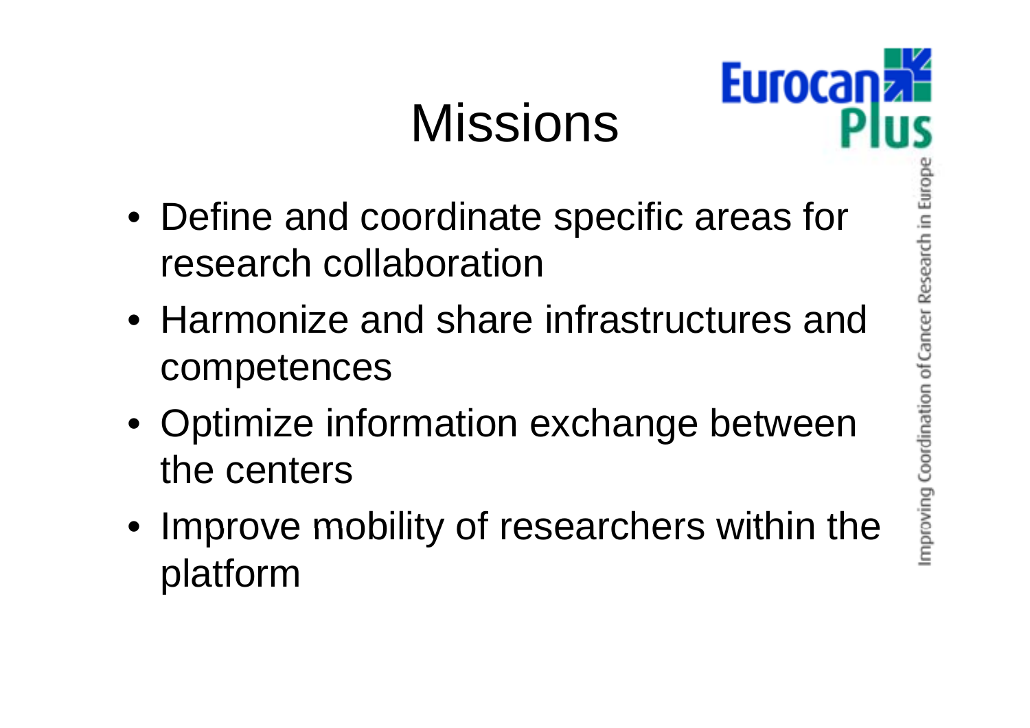# Missions

- Define and coordinate specific areas for research collaboration
- Harmonize and share infrastructures and competences
- Optimize information exchange between the centers
- Improve mobility of researchers within the platform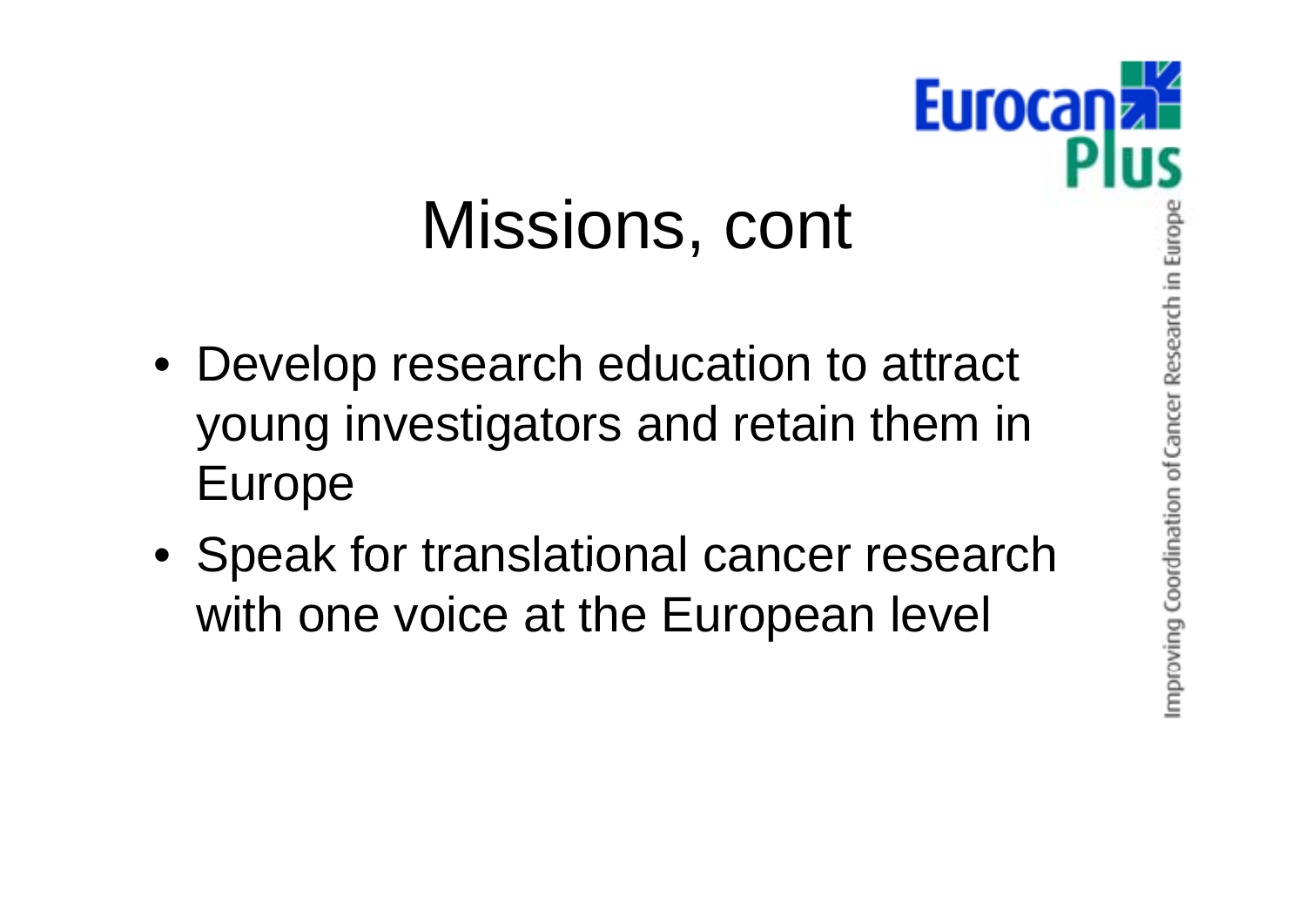# Missions, cont

- Develop research education to attract young investigators and retain them in Europe
- Speak for translational cancer research with one voice at the European level